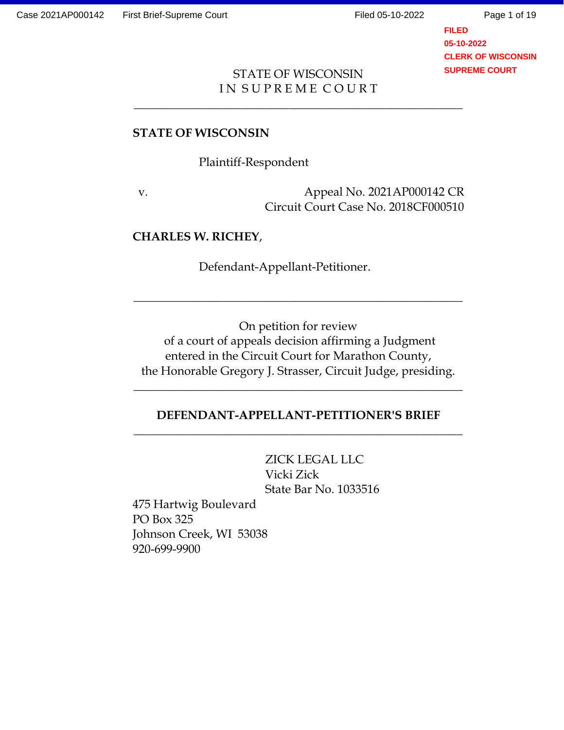FILED
05-10-2022
CLERK OF WISCONSIN
SUPREME COURT

STATE OF WISCONSIN
IN SUPREME COURT

---

**STATE OF WISCONSIN**

Plaintiff-Respondent

v.

Appeal No. 2021AP000142 CR
Circuit Court Case No. 2018CF000510

**CHARLES W. RICHEY**,

Defendant-Appellant-Petitioner.

---

On petition for review
of a court of appeals decision affirming a Judgment
entered in the Circuit Court for Marathon County,
the Honorable Gregory J. Strasser, Circuit Judge, presiding.

---

**DEFENDANT-APPELLANT-PETITIONER'S BRIEF**

---

ZICK LEGAL LLC
Vicki Zick
State Bar No. 1033516

475 Hartwig Boulevard
PO Box 325
Johnson Creek, WI 53038
920-699-9900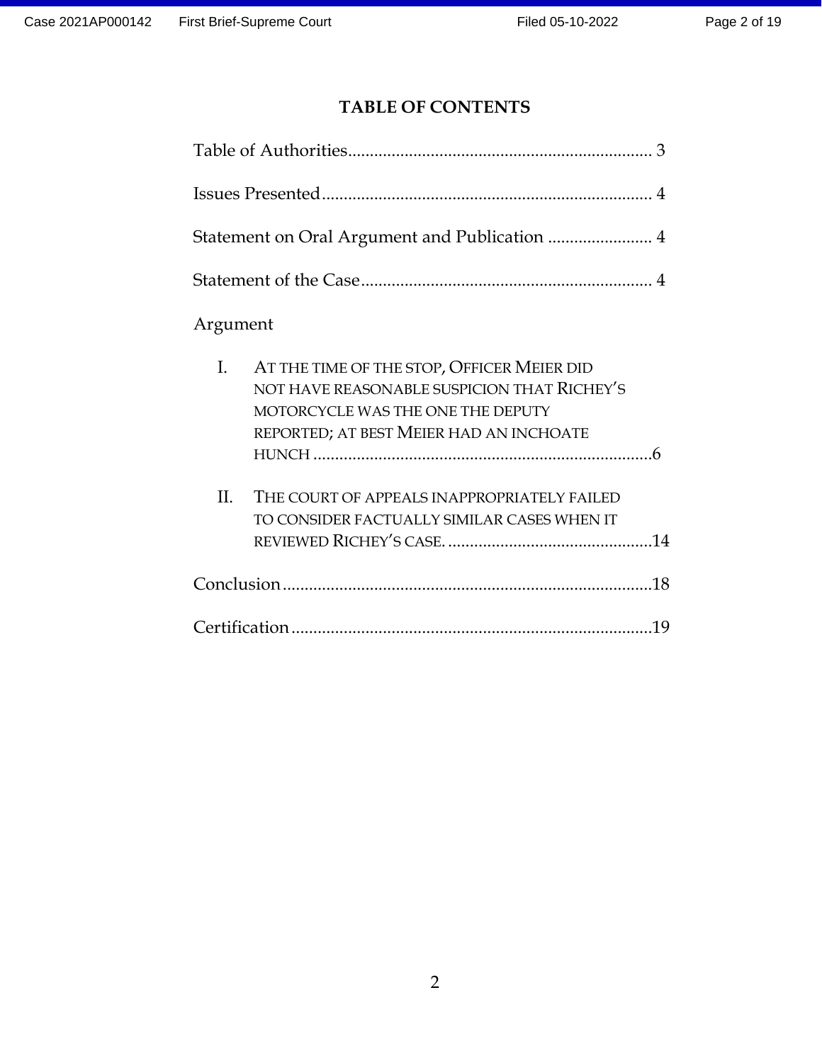# TABLE OF CONTENTS

Table of Authorities ...................................................................... 3

Issues Presented ............................................................................ 4

Statement on Oral Argument and Publication ........................ 4

Statement of the Case .................................................................... 4

Argument

I. AT THE TIME OF THE STOP, OFFICER MEIER DID NOT HAVE REASONABLE SUSPICION THAT RICHEY'S MOTORCYCLE WAS THE ONE THE DEPUTY REPORTED; AT BEST MEIER HAD AN INCHOATE HUNCH ..............................................................................6

II. THE COURT OF APPEALS INAPPROPRIATELY FAILED TO CONSIDER FACTUALLY SIMILAR CASES WHEN IT REVIEWED RICHEY'S CASE. ................................................14

Conclusion .....................................................................................18

Certification ...................................................................................19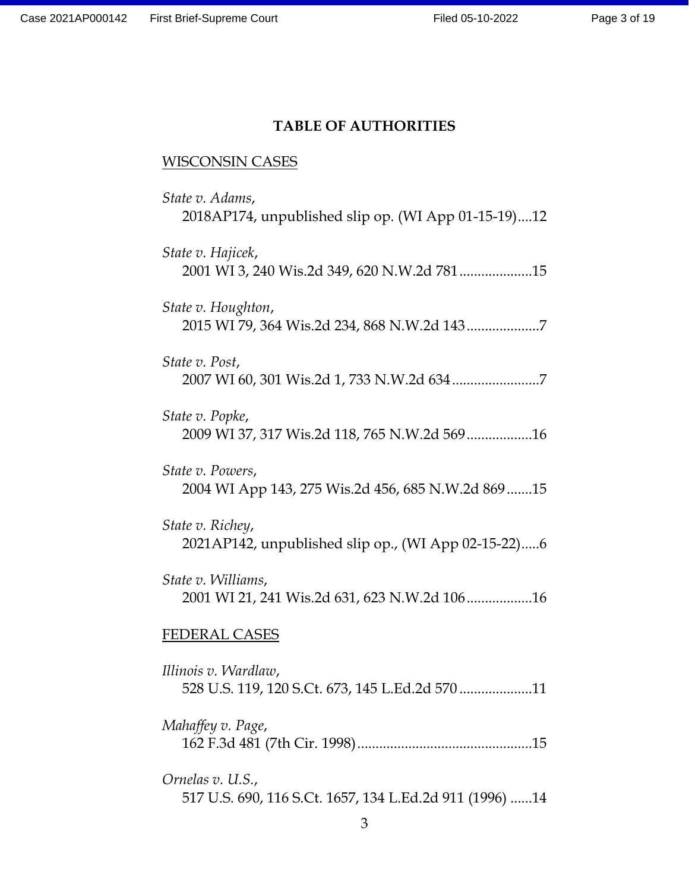# TABLE OF AUTHORITIES

WISCONSIN CASES

*State v. Adams*,
2018AP174, unpublished slip op. (WI App 01-15-19)....12

*State v. Hajicek*,
2001 WI 3, 240 Wis.2d 349, 620 N.W.2d 781....................15

*State v. Houghton*,
2015 WI 79, 364 Wis.2d 234, 868 N.W.2d 143....................7

*State v. Post*,
2007 WI 60, 301 Wis.2d 1, 733 N.W.2d 634........................7

*State v. Popke*,
2009 WI 37, 317 Wis.2d 118, 765 N.W.2d 569..................16

*State v. Powers*,
2004 WI App 143, 275 Wis.2d 456, 685 N.W.2d 869.......15

*State v. Richey*,
2021AP142, unpublished slip op., (WI App 02-15-22).....6

*State v. Williams*,
2001 WI 21, 241 Wis.2d 631, 623 N.W.2d 106..................16

FEDERAL CASES

*Illinois v. Wardlaw*,
528 U.S. 119, 120 S.Ct. 673, 145 L.Ed.2d 570....................11

*Mahaffey v. Page*,
162 F.3d 481 (7th Cir. 1998)................................................15

*Ornelas v. U.S.*,
517 U.S. 690, 116 S.Ct. 1657, 134 L.Ed.2d 911 (1996) ......14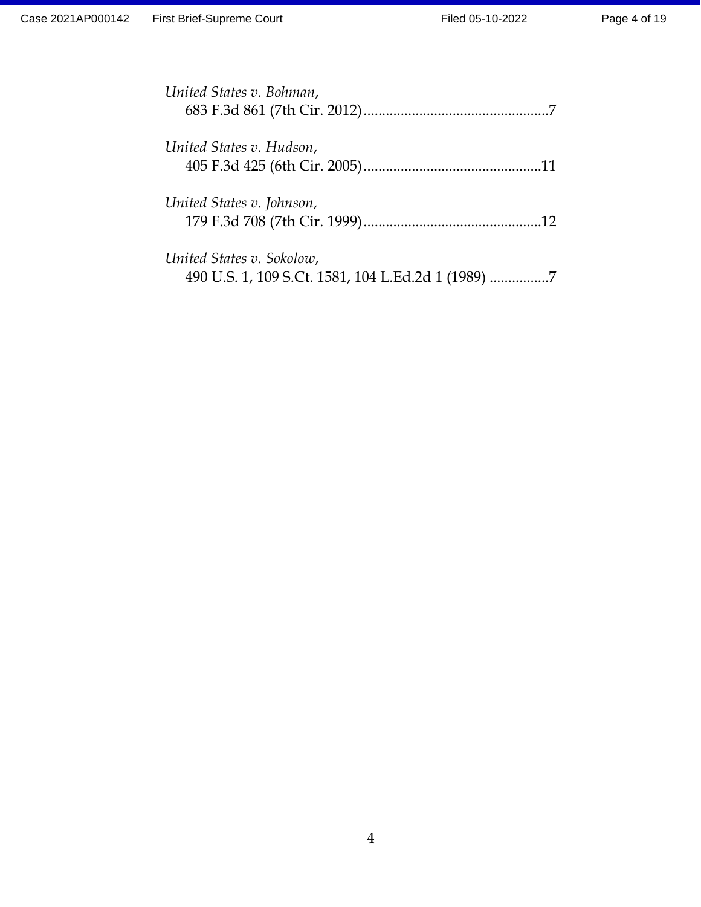*United States v. Bohman*,
683 F.3d 861 (7th Cir. 2012)..................................................7

*United States v. Hudson*,
405 F.3d 425 (6th Cir. 2005)................................................11

*United States v. Johnson*,
179 F.3d 708 (7th Cir. 1999)................................................12

*United States v. Sokolow*,
490 U.S. 1, 109 S.Ct. 1581, 104 L.Ed.2d 1 (1989) ................7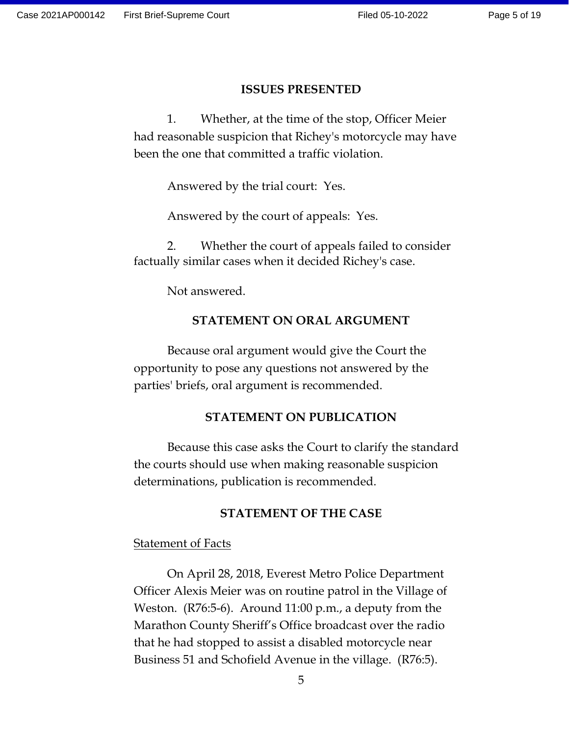## ISSUES PRESENTED

1. Whether, at the time of the stop, Officer Meier had reasonable suspicion that Richey's motorcycle may have been the one that committed a traffic violation.

Answered by the trial court: Yes.

Answered by the court of appeals: Yes.

2. Whether the court of appeals failed to consider factually similar cases when it decided Richey's case.

Not answered.

## STATEMENT ON ORAL ARGUMENT

Because oral argument would give the Court the opportunity to pose any questions not answered by the parties' briefs, oral argument is recommended.

## STATEMENT ON PUBLICATION

Because this case asks the Court to clarify the standard the courts should use when making reasonable suspicion determinations, publication is recommended.

## STATEMENT OF THE CASE

Statement of Facts

On April 28, 2018, Everest Metro Police Department Officer Alexis Meier was on routine patrol in the Village of Weston. (R76:5-6). Around 11:00 p.m., a deputy from the Marathon County Sheriff's Office broadcast over the radio that he had stopped to assist a disabled motorcycle near Business 51 and Schofield Avenue in the village. (R76:5).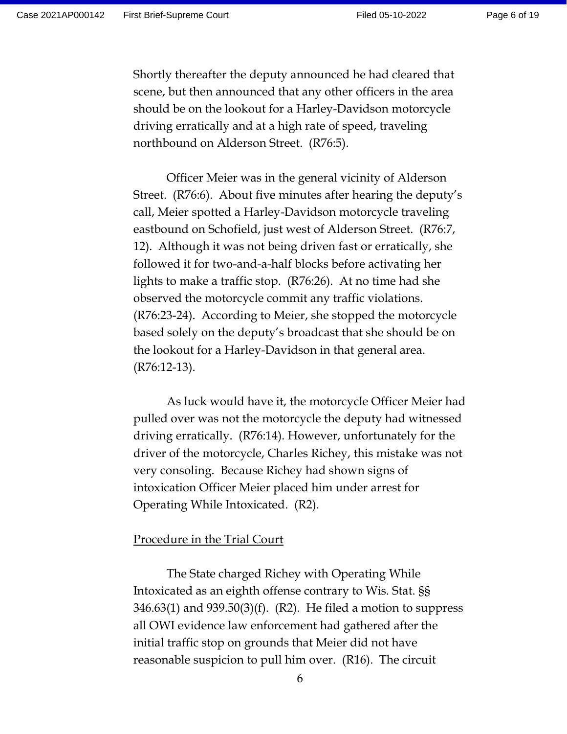Shortly thereafter the deputy announced he had cleared that scene, but then announced that any other officers in the area should be on the lookout for a Harley-Davidson motorcycle driving erratically and at a high rate of speed, traveling northbound on Alderson Street. (R76:5).

Officer Meier was in the general vicinity of Alderson Street. (R76:6). About five minutes after hearing the deputy's call, Meier spotted a Harley-Davidson motorcycle traveling eastbound on Schofield, just west of Alderson Street. (R76:7, 12). Although it was not being driven fast or erratically, she followed it for two-and-a-half blocks before activating her lights to make a traffic stop. (R76:26). At no time had she observed the motorcycle commit any traffic violations. (R76:23-24). According to Meier, she stopped the motorcycle based solely on the deputy's broadcast that she should be on the lookout for a Harley-Davidson in that general area. (R76:12-13).

As luck would have it, the motorcycle Officer Meier had pulled over was not the motorcycle the deputy had witnessed driving erratically. (R76:14). However, unfortunately for the driver of the motorcycle, Charles Richey, this mistake was not very consoling. Because Richey had shown signs of intoxication Officer Meier placed him under arrest for Operating While Intoxicated. (R2).

<u>Procedure in the Trial Court</u>

The State charged Richey with Operating While Intoxicated as an eighth offense contrary to Wis. Stat. §§ 346.63(1) and 939.50(3)(f). (R2). He filed a motion to suppress all OWI evidence law enforcement had gathered after the initial traffic stop on grounds that Meier did not have reasonable suspicion to pull him over. (R16). The circuit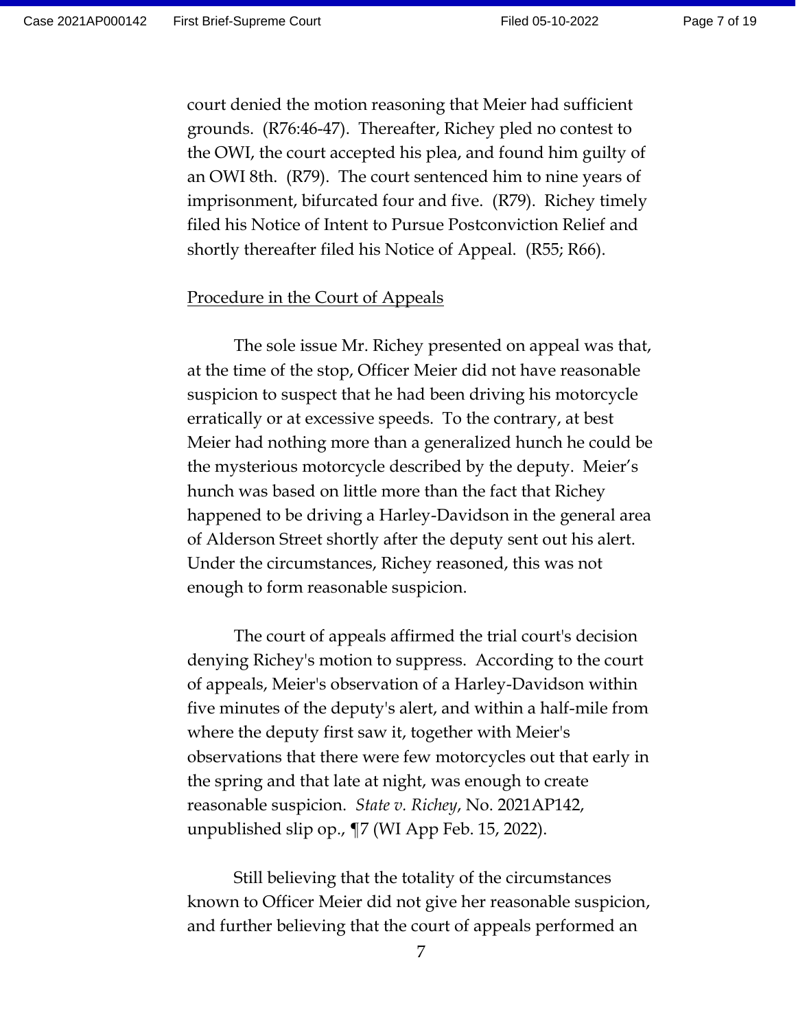court denied the motion reasoning that Meier had sufficient grounds. (R76:46-47). Thereafter, Richey pled no contest to the OWI, the court accepted his plea, and found him guilty of an OWI 8th. (R79). The court sentenced him to nine years of imprisonment, bifurcated four and five. (R79). Richey timely filed his Notice of Intent to Pursue Postconviction Relief and shortly thereafter filed his Notice of Appeal. (R55; R66).

Procedure in the Court of Appeals

The sole issue Mr. Richey presented on appeal was that, at the time of the stop, Officer Meier did not have reasonable suspicion to suspect that he had been driving his motorcycle erratically or at excessive speeds. To the contrary, at best Meier had nothing more than a generalized hunch he could be the mysterious motorcycle described by the deputy. Meier's hunch was based on little more than the fact that Richey happened to be driving a Harley-Davidson in the general area of Alderson Street shortly after the deputy sent out his alert. Under the circumstances, Richey reasoned, this was not enough to form reasonable suspicion.

The court of appeals affirmed the trial court's decision denying Richey's motion to suppress. According to the court of appeals, Meier's observation of a Harley-Davidson within five minutes of the deputy's alert, and within a half-mile from where the deputy first saw it, together with Meier's observations that there were few motorcycles out that early in the spring and that late at night, was enough to create reasonable suspicion. *State v. Richey*, No. 2021AP142, unpublished slip op., ¶7 (WI App Feb. 15, 2022).

Still believing that the totality of the circumstances known to Officer Meier did not give her reasonable suspicion, and further believing that the court of appeals performed an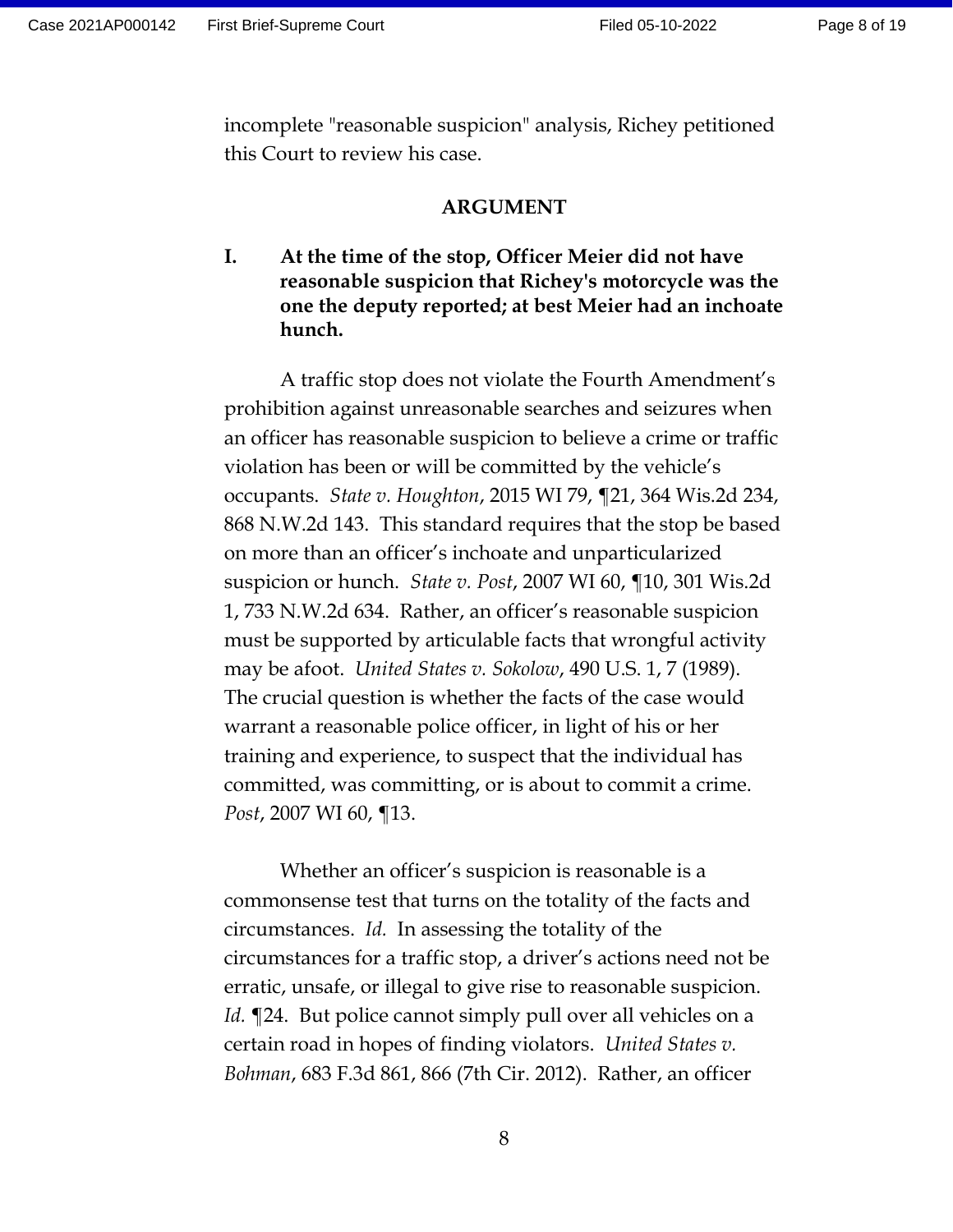incomplete "reasonable suspicion" analysis, Richey petitioned this Court to review his case.

## ARGUMENT

### I. At the time of the stop, Officer Meier did not have reasonable suspicion that Richey's motorcycle was the one the deputy reported; at best Meier had an inchoate hunch.

A traffic stop does not violate the Fourth Amendment's prohibition against unreasonable searches and seizures when an officer has reasonable suspicion to believe a crime or traffic violation has been or will be committed by the vehicle's occupants. *State v. Houghton*, 2015 WI 79, ¶21, 364 Wis.2d 234, 868 N.W.2d 143. This standard requires that the stop be based on more than an officer's inchoate and unparticularized suspicion or hunch. *State v. Post*, 2007 WI 60, ¶10, 301 Wis.2d 1, 733 N.W.2d 634. Rather, an officer's reasonable suspicion must be supported by articulable facts that wrongful activity may be afoot. *United States v. Sokolow*, 490 U.S. 1, 7 (1989). The crucial question is whether the facts of the case would warrant a reasonable police officer, in light of his or her training and experience, to suspect that the individual has committed, was committing, or is about to commit a crime. *Post*, 2007 WI 60, ¶13.

Whether an officer's suspicion is reasonable is a commonsense test that turns on the totality of the facts and circumstances. *Id.* In assessing the totality of the circumstances for a traffic stop, a driver's actions need not be erratic, unsafe, or illegal to give rise to reasonable suspicion. *Id.* ¶24. But police cannot simply pull over all vehicles on a certain road in hopes of finding violators. *United States v. Bohman*, 683 F.3d 861, 866 (7th Cir. 2012). Rather, an officer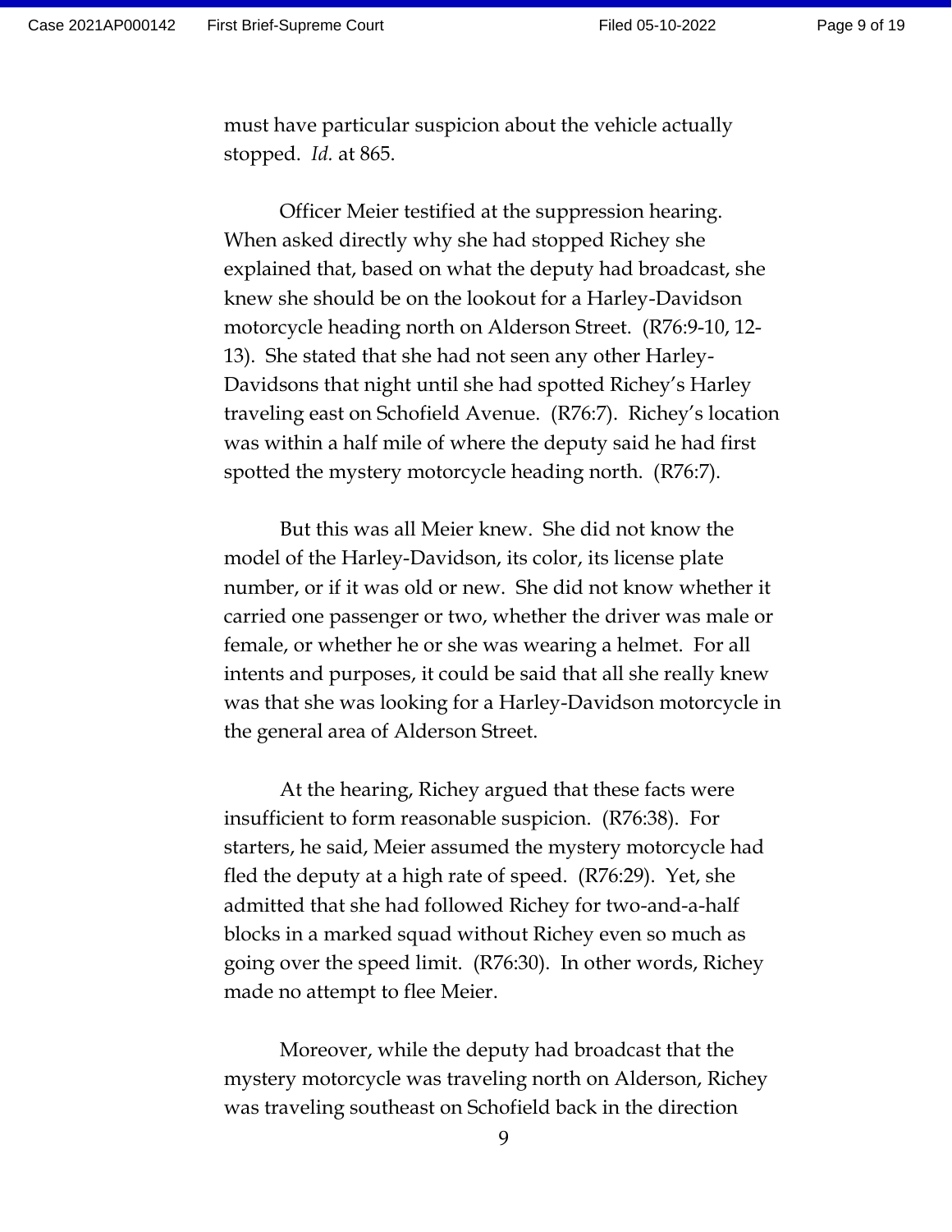must have particular suspicion about the vehicle actually stopped. *Id.* at 865.

Officer Meier testified at the suppression hearing. When asked directly why she had stopped Richey she explained that, based on what the deputy had broadcast, she knew she should be on the lookout for a Harley-Davidson motorcycle heading north on Alderson Street. (R76:9-10, 12-13). She stated that she had not seen any other Harley-Davidsons that night until she had spotted Richey's Harley traveling east on Schofield Avenue. (R76:7). Richey's location was within a half mile of where the deputy said he had first spotted the mystery motorcycle heading north. (R76:7).

But this was all Meier knew. She did not know the model of the Harley-Davidson, its color, its license plate number, or if it was old or new. She did not know whether it carried one passenger or two, whether the driver was male or female, or whether he or she was wearing a helmet. For all intents and purposes, it could be said that all she really knew was that she was looking for a Harley-Davidson motorcycle in the general area of Alderson Street.

At the hearing, Richey argued that these facts were insufficient to form reasonable suspicion. (R76:38). For starters, he said, Meier assumed the mystery motorcycle had fled the deputy at a high rate of speed. (R76:29). Yet, she admitted that she had followed Richey for two-and-a-half blocks in a marked squad without Richey even so much as going over the speed limit. (R76:30). In other words, Richey made no attempt to flee Meier.

Moreover, while the deputy had broadcast that the mystery motorcycle was traveling north on Alderson, Richey was traveling southeast on Schofield back in the direction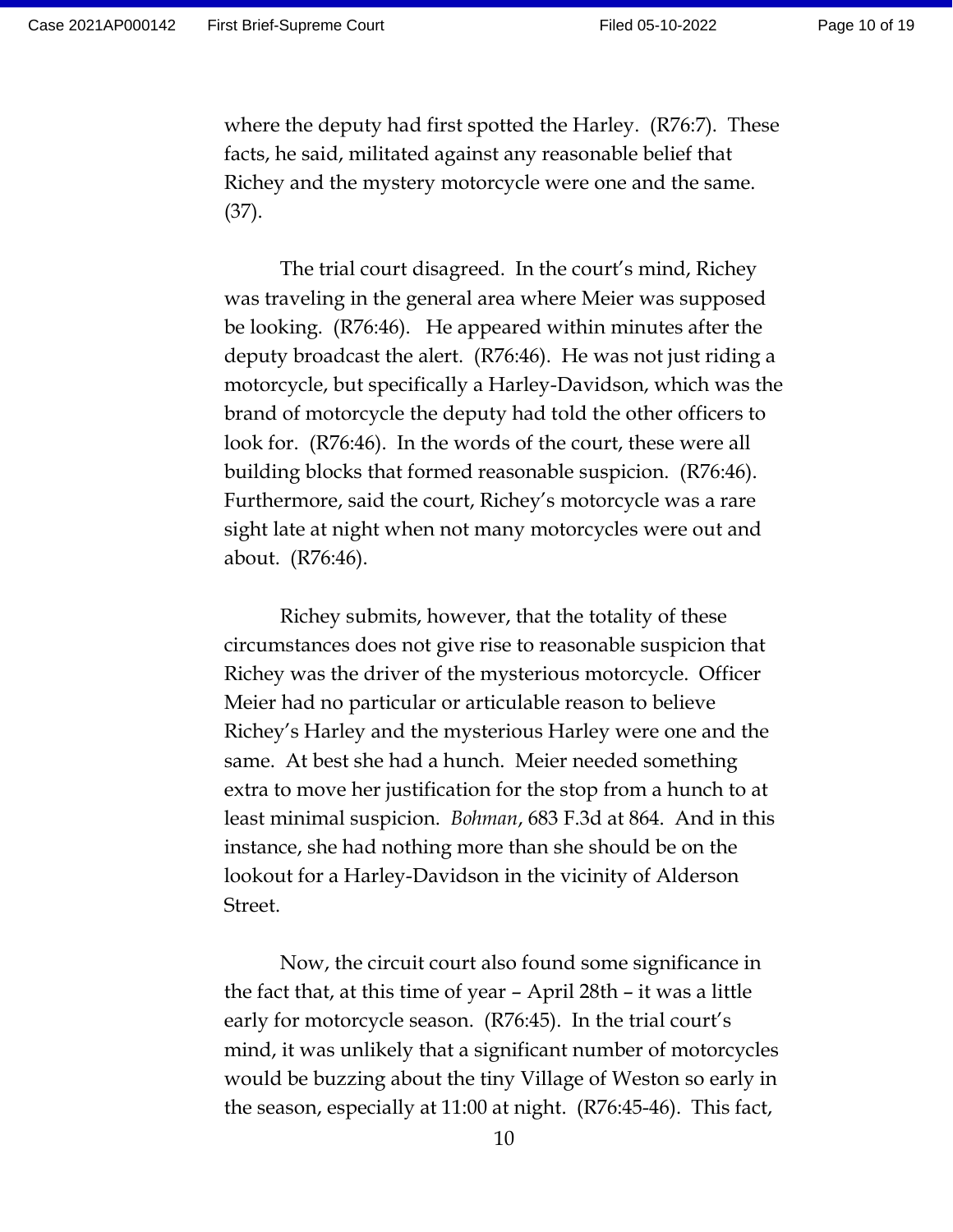where the deputy had first spotted the Harley. (R76:7). These facts, he said, militated against any reasonable belief that Richey and the mystery motorcycle were one and the same. (37).

The trial court disagreed. In the court's mind, Richey was traveling in the general area where Meier was supposed be looking. (R76:46). He appeared within minutes after the deputy broadcast the alert. (R76:46). He was not just riding a motorcycle, but specifically a Harley-Davidson, which was the brand of motorcycle the deputy had told the other officers to look for. (R76:46). In the words of the court, these were all building blocks that formed reasonable suspicion. (R76:46). Furthermore, said the court, Richey's motorcycle was a rare sight late at night when not many motorcycles were out and about. (R76:46).

Richey submits, however, that the totality of these circumstances does not give rise to reasonable suspicion that Richey was the driver of the mysterious motorcycle. Officer Meier had no particular or articulable reason to believe Richey's Harley and the mysterious Harley were one and the same. At best she had a hunch. Meier needed something extra to move her justification for the stop from a hunch to at least minimal suspicion. *Bohman*, 683 F.3d at 864. And in this instance, she had nothing more than she should be on the lookout for a Harley-Davidson in the vicinity of Alderson Street.

Now, the circuit court also found some significance in the fact that, at this time of year – April 28th – it was a little early for motorcycle season. (R76:45). In the trial court's mind, it was unlikely that a significant number of motorcycles would be buzzing about the tiny Village of Weston so early in the season, especially at 11:00 at night. (R76:45-46). This fact,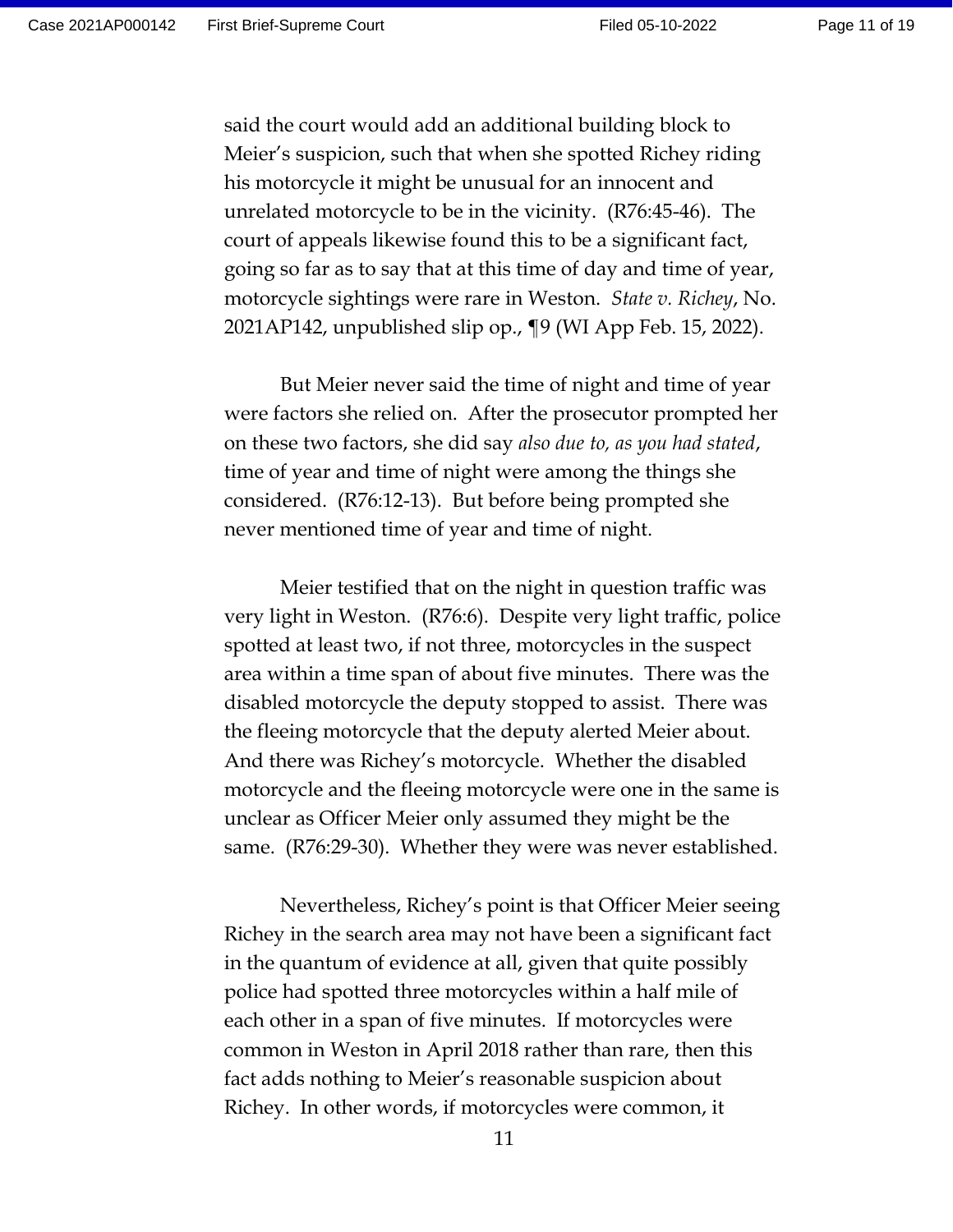said the court would add an additional building block to Meier's suspicion, such that when she spotted Richey riding his motorcycle it might be unusual for an innocent and unrelated motorcycle to be in the vicinity. (R76:45-46). The court of appeals likewise found this to be a significant fact, going so far as to say that at this time of day and time of year, motorcycle sightings were rare in Weston. *State v. Richey*, No. 2021AP142, unpublished slip op., ¶9 (WI App Feb. 15, 2022).

But Meier never said the time of night and time of year were factors she relied on. After the prosecutor prompted her on these two factors, she did say *also due to, as you had stated*, time of year and time of night were among the things she considered. (R76:12-13). But before being prompted she never mentioned time of year and time of night.

Meier testified that on the night in question traffic was very light in Weston. (R76:6). Despite very light traffic, police spotted at least two, if not three, motorcycles in the suspect area within a time span of about five minutes. There was the disabled motorcycle the deputy stopped to assist. There was the fleeing motorcycle that the deputy alerted Meier about. And there was Richey's motorcycle. Whether the disabled motorcycle and the fleeing motorcycle were one in the same is unclear as Officer Meier only assumed they might be the same. (R76:29-30). Whether they were was never established.

Nevertheless, Richey's point is that Officer Meier seeing Richey in the search area may not have been a significant fact in the quantum of evidence at all, given that quite possibly police had spotted three motorcycles within a half mile of each other in a span of five minutes. If motorcycles were common in Weston in April 2018 rather than rare, then this fact adds nothing to Meier's reasonable suspicion about Richey. In other words, if motorcycles were common, it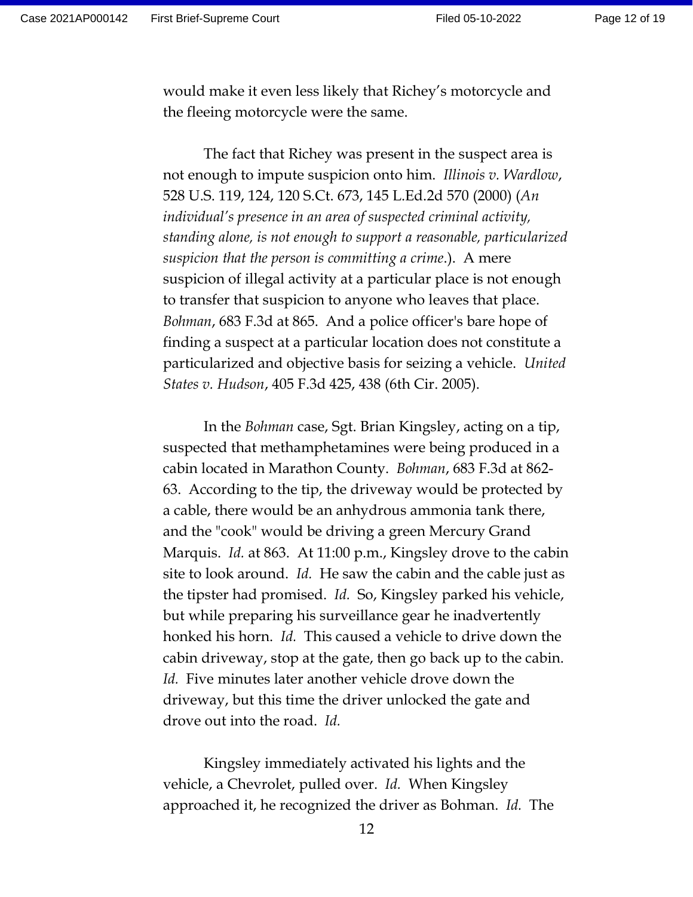would make it even less likely that Richey's motorcycle and the fleeing motorcycle were the same.

The fact that Richey was present in the suspect area is not enough to impute suspicion onto him. *Illinois v. Wardlow*, 528 U.S. 119, 124, 120 S.Ct. 673, 145 L.Ed.2d 570 (2000) (*An individual's presence in an area of suspected criminal activity, standing alone, is not enough to support a reasonable, particularized suspicion that the person is committing a crime.*). A mere suspicion of illegal activity at a particular place is not enough to transfer that suspicion to anyone who leaves that place. *Bohman*, 683 F.3d at 865. And a police officer's bare hope of finding a suspect at a particular location does not constitute a particularized and objective basis for seizing a vehicle. *United States v. Hudson*, 405 F.3d 425, 438 (6th Cir. 2005).

In the *Bohman* case, Sgt. Brian Kingsley, acting on a tip, suspected that methamphetamines were being produced in a cabin located in Marathon County. *Bohman*, 683 F.3d at 862-63. According to the tip, the driveway would be protected by a cable, there would be an anhydrous ammonia tank there, and the "cook" would be driving a green Mercury Grand Marquis. *Id.* at 863. At 11:00 p.m., Kingsley drove to the cabin site to look around. *Id.* He saw the cabin and the cable just as the tipster had promised. *Id.* So, Kingsley parked his vehicle, but while preparing his surveillance gear he inadvertently honked his horn. *Id.* This caused a vehicle to drive down the cabin driveway, stop at the gate, then go back up to the cabin. *Id.* Five minutes later another vehicle drove down the driveway, but this time the driver unlocked the gate and drove out into the road. *Id.*

Kingsley immediately activated his lights and the vehicle, a Chevrolet, pulled over. *Id.* When Kingsley approached it, he recognized the driver as Bohman. *Id.* The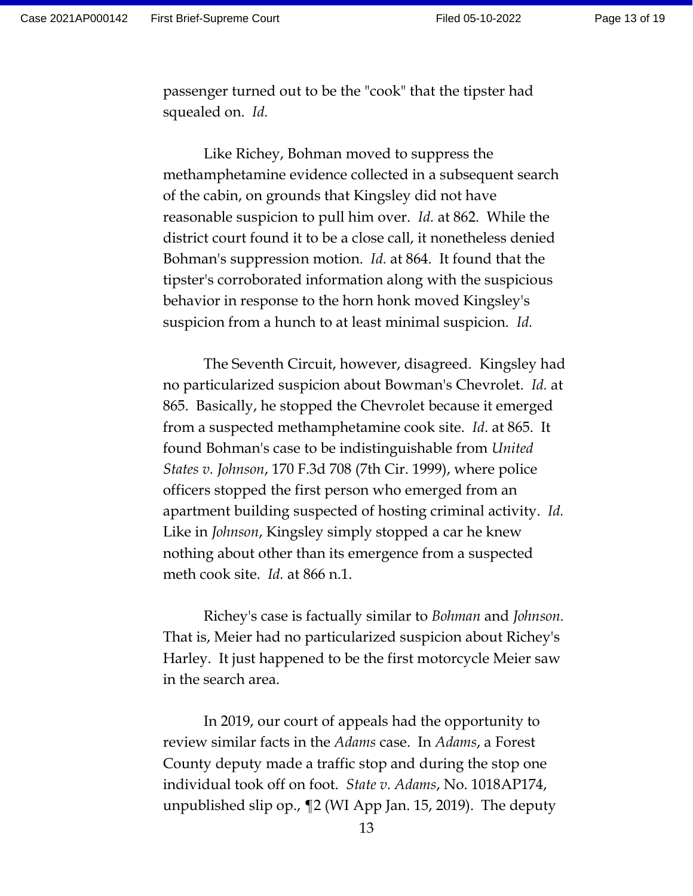passenger turned out to be the "cook" that the tipster had squealed on. *Id.*

Like Richey, Bohman moved to suppress the methamphetamine evidence collected in a subsequent search of the cabin, on grounds that Kingsley did not have reasonable suspicion to pull him over. *Id.* at 862. While the district court found it to be a close call, it nonetheless denied Bohman's suppression motion. *Id.* at 864. It found that the tipster's corroborated information along with the suspicious behavior in response to the horn honk moved Kingsley's suspicion from a hunch to at least minimal suspicion. *Id.*

The Seventh Circuit, however, disagreed. Kingsley had no particularized suspicion about Bowman's Chevrolet. *Id.* at 865. Basically, he stopped the Chevrolet because it emerged from a suspected methamphetamine cook site. *Id*. at 865. It found Bohman's case to be indistinguishable from *United States v. Johnson*, 170 F.3d 708 (7th Cir. 1999), where police officers stopped the first person who emerged from an apartment building suspected of hosting criminal activity. *Id.* Like in *Johnson*, Kingsley simply stopped a car he knew nothing about other than its emergence from a suspected meth cook site. *Id.* at 866 n.1.

Richey's case is factually similar to *Bohman* and *Johnson.* That is, Meier had no particularized suspicion about Richey's Harley. It just happened to be the first motorcycle Meier saw in the search area.

In 2019, our court of appeals had the opportunity to review similar facts in the *Adams* case. In *Adams*, a Forest County deputy made a traffic stop and during the stop one individual took off on foot. *State v. Adams*, No. 1018AP174, unpublished slip op., ¶2 (WI App Jan. 15, 2019). The deputy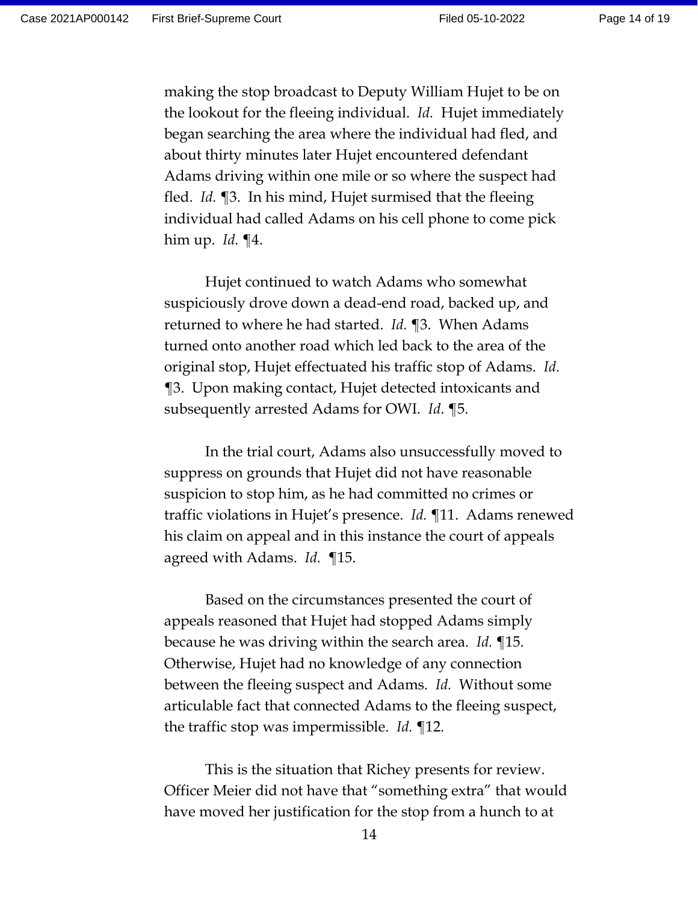making the stop broadcast to Deputy William Hujet to be on the lookout for the fleeing individual. *Id.* Hujet immediately began searching the area where the individual had fled, and about thirty minutes later Hujet encountered defendant Adams driving within one mile or so where the suspect had fled. *Id.* ¶3. In his mind, Hujet surmised that the fleeing individual had called Adams on his cell phone to come pick him up. *Id.* ¶4.

Hujet continued to watch Adams who somewhat suspiciously drove down a dead-end road, backed up, and returned to where he had started. *Id.* ¶3. When Adams turned onto another road which led back to the area of the original stop, Hujet effectuated his traffic stop of Adams. *Id.* ¶3. Upon making contact, Hujet detected intoxicants and subsequently arrested Adams for OWI. *Id.* ¶5.

In the trial court, Adams also unsuccessfully moved to suppress on grounds that Hujet did not have reasonable suspicion to stop him, as he had committed no crimes or traffic violations in Hujet's presence. *Id.* ¶11. Adams renewed his claim on appeal and in this instance the court of appeals agreed with Adams. *Id.* ¶15.

Based on the circumstances presented the court of appeals reasoned that Hujet had stopped Adams simply because he was driving within the search area. *Id.* ¶15. Otherwise, Hujet had no knowledge of any connection between the fleeing suspect and Adams. *Id.* Without some articulable fact that connected Adams to the fleeing suspect, the traffic stop was impermissible. *Id.* ¶12.

This is the situation that Richey presents for review. Officer Meier did not have that "something extra" that would have moved her justification for the stop from a hunch to at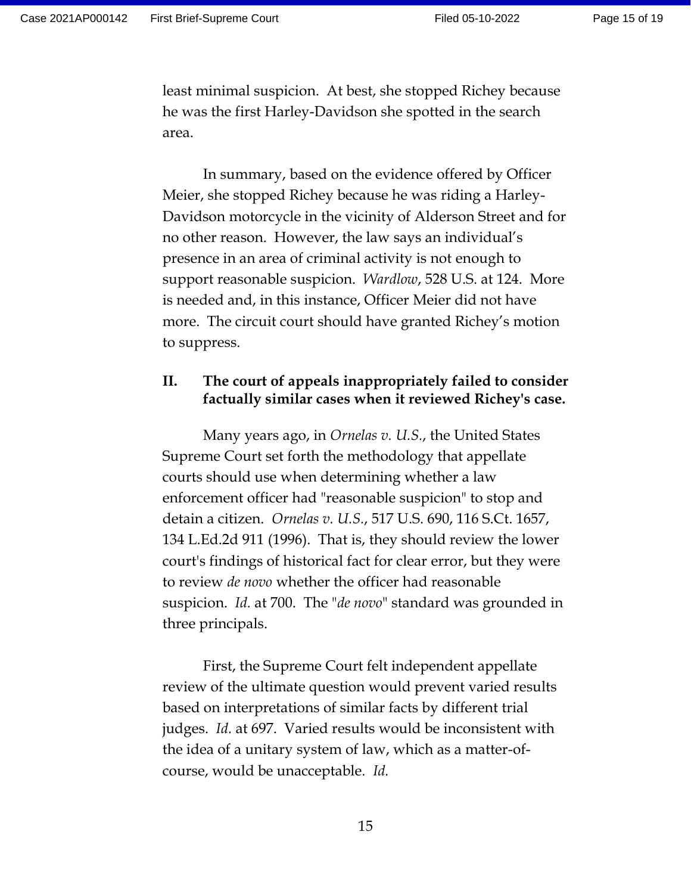least minimal suspicion. At best, she stopped Richey because he was the first Harley-Davidson she spotted in the search area.

In summary, based on the evidence offered by Officer Meier, she stopped Richey because he was riding a Harley-Davidson motorcycle in the vicinity of Alderson Street and for no other reason. However, the law says an individual's presence in an area of criminal activity is not enough to support reasonable suspicion. *Wardlow*, 528 U.S. at 124. More is needed and, in this instance, Officer Meier did not have more. The circuit court should have granted Richey's motion to suppress.

## II. The court of appeals inappropriately failed to consider factually similar cases when it reviewed Richey's case.

Many years ago, in *Ornelas v. U.S.*, the United States Supreme Court set forth the methodology that appellate courts should use when determining whether a law enforcement officer had "reasonable suspicion" to stop and detain a citizen. *Ornelas v. U.S.*, 517 U.S. 690, 116 S.Ct. 1657, 134 L.Ed.2d 911 (1996). That is, they should review the lower court's findings of historical fact for clear error, but they were to review *de novo* whether the officer had reasonable suspicion. *Id.* at 700. The "*de novo*" standard was grounded in three principals.

First, the Supreme Court felt independent appellate review of the ultimate question would prevent varied results based on interpretations of similar facts by different trial judges. *Id.* at 697. Varied results would be inconsistent with the idea of a unitary system of law, which as a matter-of-course, would be unacceptable. *Id.*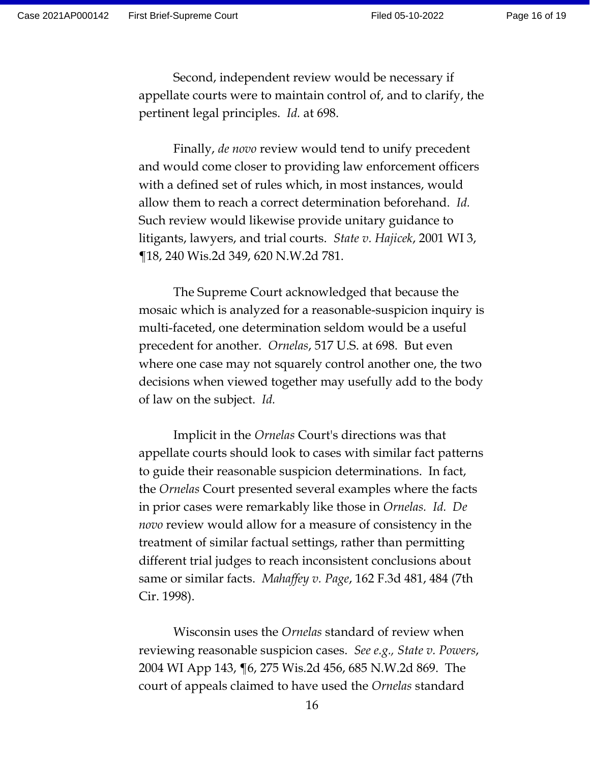Second, independent review would be necessary if appellate courts were to maintain control of, and to clarify, the pertinent legal principles. *Id.* at 698.

Finally, *de novo* review would tend to unify precedent and would come closer to providing law enforcement officers with a defined set of rules which, in most instances, would allow them to reach a correct determination beforehand. *Id.* Such review would likewise provide unitary guidance to litigants, lawyers, and trial courts. *State v. Hajicek*, 2001 WI 3, ¶18, 240 Wis.2d 349, 620 N.W.2d 781.

The Supreme Court acknowledged that because the mosaic which is analyzed for a reasonable-suspicion inquiry is multi-faceted, one determination seldom would be a useful precedent for another. *Ornelas*, 517 U.S. at 698. But even where one case may not squarely control another one, the two decisions when viewed together may usefully add to the body of law on the subject. *Id.*

Implicit in the *Ornelas* Court's directions was that appellate courts should look to cases with similar fact patterns to guide their reasonable suspicion determinations. In fact, the *Ornelas* Court presented several examples where the facts in prior cases were remarkably like those in *Ornelas. Id. De novo* review would allow for a measure of consistency in the treatment of similar factual settings, rather than permitting different trial judges to reach inconsistent conclusions about same or similar facts. *Mahaffey v. Page*, 162 F.3d 481, 484 (7th Cir. 1998).

Wisconsin uses the *Ornelas* standard of review when reviewing reasonable suspicion cases. *See e.g., State v. Powers*, 2004 WI App 143, ¶6, 275 Wis.2d 456, 685 N.W.2d 869. The court of appeals claimed to have used the *Ornelas* standard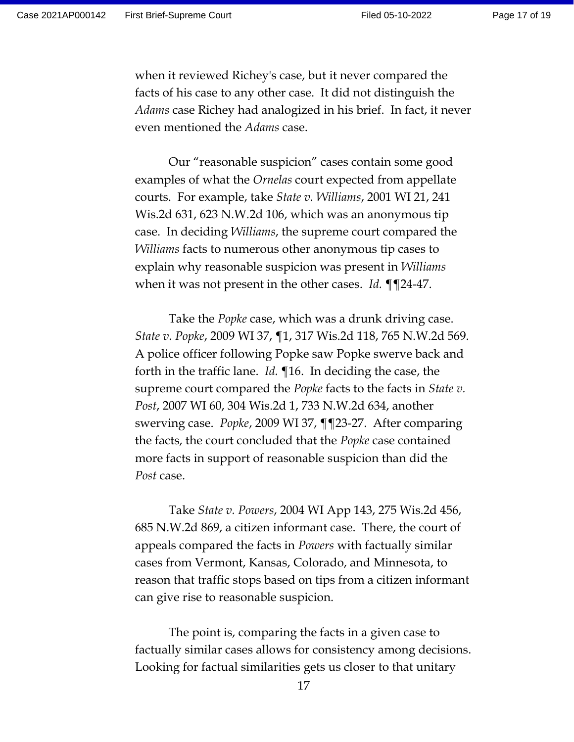when it reviewed Richey's case, but it never compared the facts of his case to any other case. It did not distinguish the *Adams* case Richey had analogized in his brief. In fact, it never even mentioned the *Adams* case.

Our "reasonable suspicion" cases contain some good examples of what the *Ornelas* court expected from appellate courts. For example, take *State v. Williams*, 2001 WI 21, 241 Wis.2d 631, 623 N.W.2d 106, which was an anonymous tip case. In deciding *Williams*, the supreme court compared the *Williams* facts to numerous other anonymous tip cases to explain why reasonable suspicion was present in *Williams* when it was not present in the other cases. *Id.* ¶¶24-47.

Take the *Popke* case, which was a drunk driving case. *State v. Popke*, 2009 WI 37, ¶1, 317 Wis.2d 118, 765 N.W.2d 569. A police officer following Popke saw Popke swerve back and forth in the traffic lane. *Id.* ¶16. In deciding the case, the supreme court compared the *Popke* facts to the facts in *State v. Post*, 2007 WI 60, 304 Wis.2d 1, 733 N.W.2d 634, another swerving case. *Popke*, 2009 WI 37, ¶¶23-27. After comparing the facts, the court concluded that the *Popke* case contained more facts in support of reasonable suspicion than did the *Post* case.

Take *State v. Powers*, 2004 WI App 143, 275 Wis.2d 456, 685 N.W.2d 869, a citizen informant case. There, the court of appeals compared the facts in *Powers* with factually similar cases from Vermont, Kansas, Colorado, and Minnesota, to reason that traffic stops based on tips from a citizen informant can give rise to reasonable suspicion.

The point is, comparing the facts in a given case to factually similar cases allows for consistency among decisions. Looking for factual similarities gets us closer to that unitary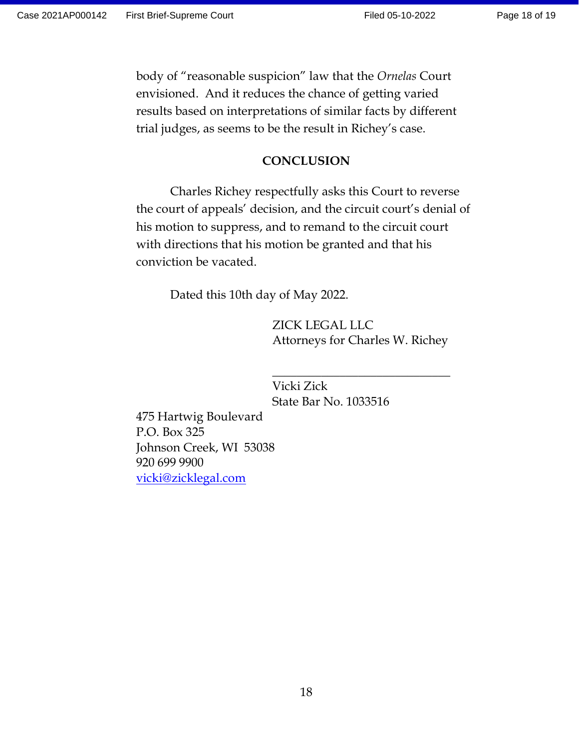body of "reasonable suspicion" law that the *Ornelas* Court envisioned. And it reduces the chance of getting varied results based on interpretations of similar facts by different trial judges, as seems to be the result in Richey's case.

## CONCLUSION

Charles Richey respectfully asks this Court to reverse the court of appeals' decision, and the circuit court's denial of his motion to suppress, and to remand to the circuit court with directions that his motion be granted and that his conviction be vacated.

Dated this 10th day of May 2022.

ZICK LEGAL LLC
Attorneys for Charles W. Richey

\_\_\_\_\_\_\_\_\_\_\_\_\_\_\_\_\_\_\_\_\_\_\_\_\_\_\_\_\_\_

Vicki Zick
State Bar No. 1033516

475 Hartwig Boulevard
P.O. Box 325
Johnson Creek, WI 53038
920 699 9900
vicki@zicklegal.com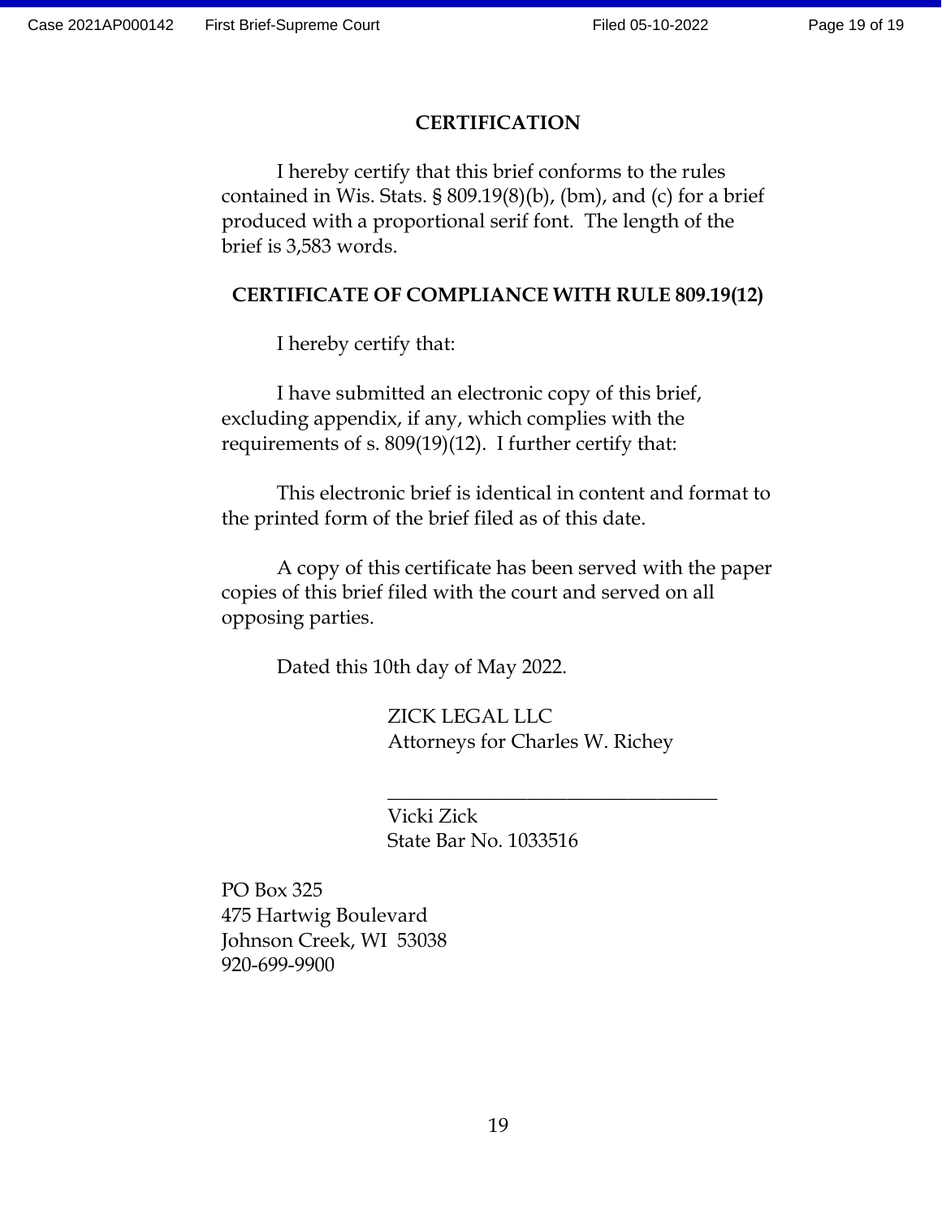## CERTIFICATION

I hereby certify that this brief conforms to the rules contained in Wis. Stats. § 809.19(8)(b), (bm), and (c) for a brief produced with a proportional serif font. The length of the brief is 3,583 words.

## CERTIFICATE OF COMPLIANCE WITH RULE 809.19(12)

I hereby certify that:

I have submitted an electronic copy of this brief, excluding appendix, if any, which complies with the requirements of s. 809(19)(12). I further certify that:

This electronic brief is identical in content and format to the printed form of the brief filed as of this date.

A copy of this certificate has been served with the paper copies of this brief filed with the court and served on all opposing parties.

Dated this 10th day of May 2022.

ZICK LEGAL LLC
Attorneys for Charles W. Richey

\_\_\_\_\_\_\_\_\_\_\_\_\_\_\_\_\_\_\_\_\_\_\_\_\_\_\_\_\_\_\_\_
Vicki Zick
State Bar No. 1033516

PO Box 325
475 Hartwig Boulevard
Johnson Creek, WI 53038
920-699-9900